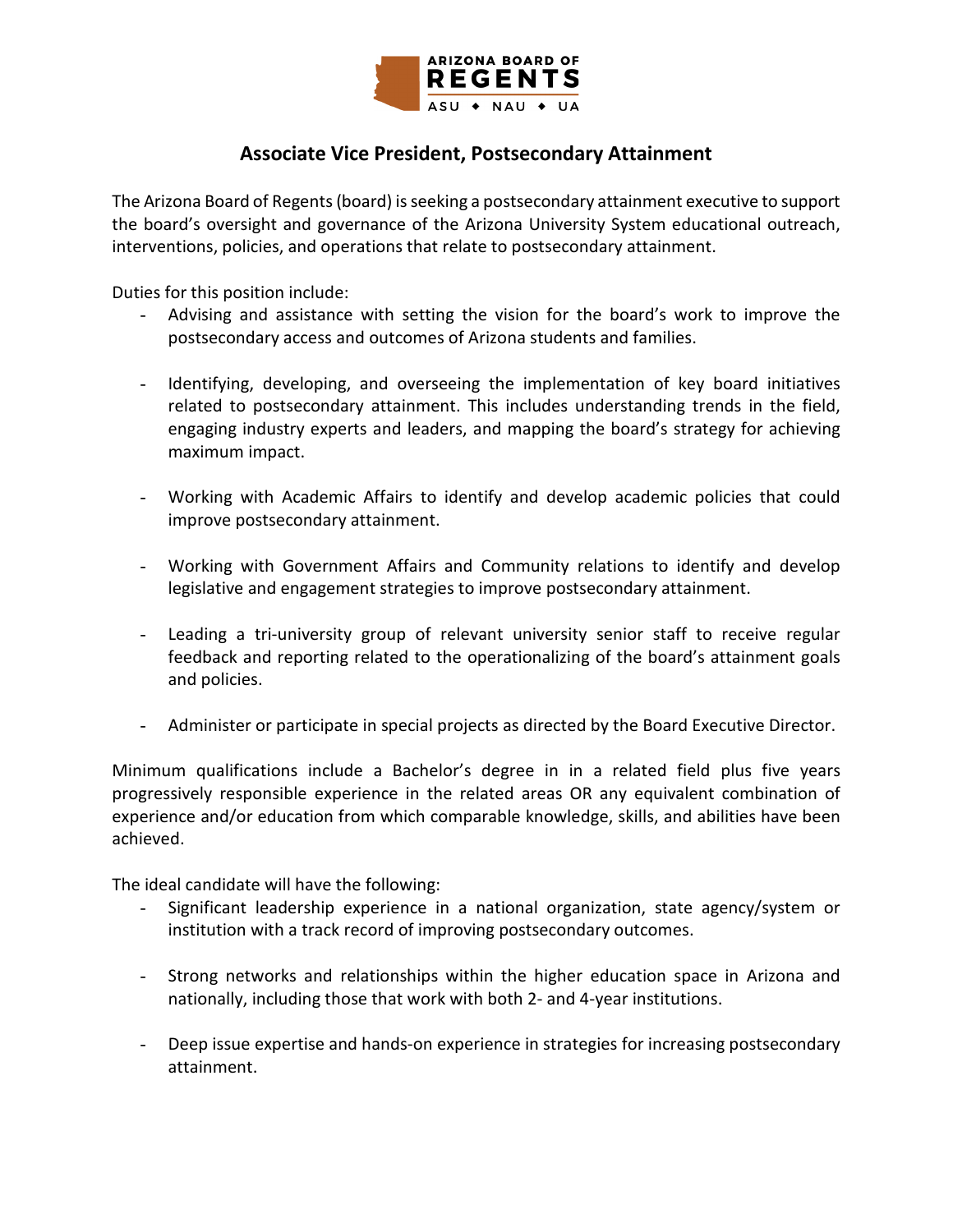ARIZONA BOARD OF
REGENTS
ASU ◆ NAU ◆ UA

## Associate Vice President, Postsecondary Attainment

The Arizona Board of Regents (board) is seeking a postsecondary attainment executive to support the board's oversight and governance of the Arizona University System educational outreach, interventions, policies, and operations that relate to postsecondary attainment.

Duties for this position include:

- Advising and assistance with setting the vision for the board's work to improve the postsecondary access and outcomes of Arizona students and families.
- Identifying, developing, and overseeing the implementation of key board initiatives related to postsecondary attainment. This includes understanding trends in the field, engaging industry experts and leaders, and mapping the board's strategy for achieving maximum impact.
- Working with Academic Affairs to identify and develop academic policies that could improve postsecondary attainment.
- Working with Government Affairs and Community relations to identify and develop legislative and engagement strategies to improve postsecondary attainment.
- Leading a tri-university group of relevant university senior staff to receive regular feedback and reporting related to the operationalizing of the board's attainment goals and policies.
- Administer or participate in special projects as directed by the Board Executive Director.

Minimum qualifications include a Bachelor's degree in in a related field plus five years progressively responsible experience in the related areas OR any equivalent combination of experience and/or education from which comparable knowledge, skills, and abilities have been achieved.

The ideal candidate will have the following:

- Significant leadership experience in a national organization, state agency/system or institution with a track record of improving postsecondary outcomes.
- Strong networks and relationships within the higher education space in Arizona and nationally, including those that work with both 2- and 4-year institutions.
- Deep issue expertise and hands-on experience in strategies for increasing postsecondary attainment.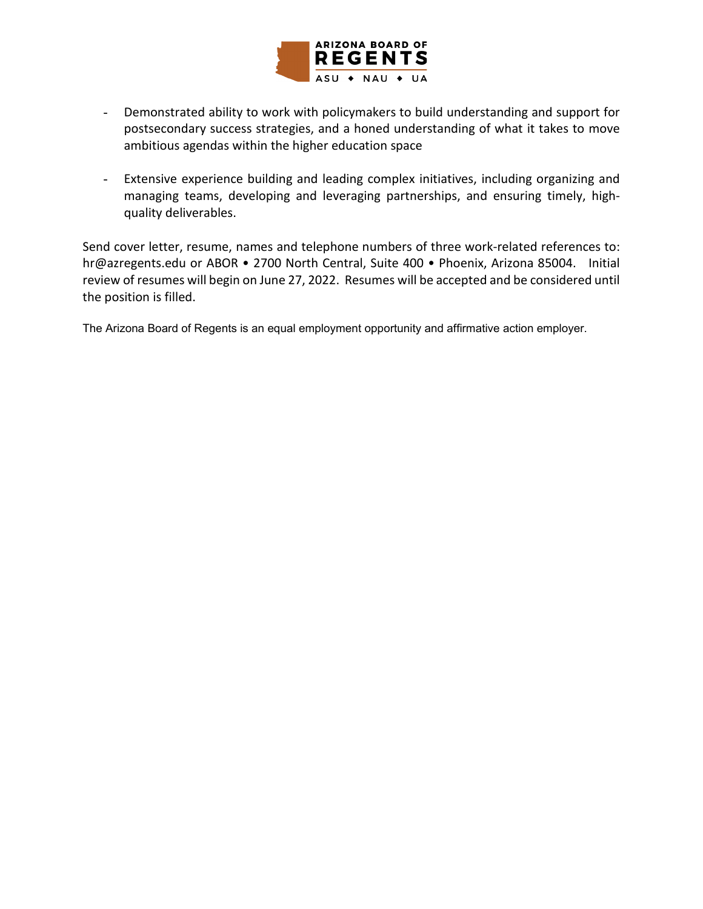- Demonstrated ability to work with policymakers to build understanding and support for postsecondary success strategies, and a honed understanding of what it takes to move ambitious agendas within the higher education space

- Extensive experience building and leading complex initiatives, including organizing and managing teams, developing and leveraging partnerships, and ensuring timely, high-quality deliverables.

Send cover letter, resume, names and telephone numbers of three work-related references to: hr@azregents.edu or ABOR • 2700 North Central, Suite 400 • Phoenix, Arizona 85004. Initial review of resumes will begin on June 27, 2022. Resumes will be accepted and be considered until the position is filled.

The Arizona Board of Regents is an equal employment opportunity and affirmative action employer.